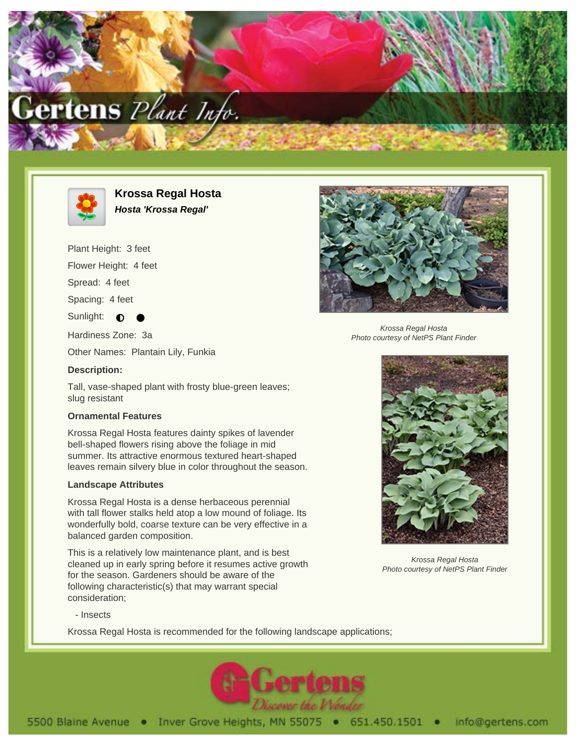# Krossa Regal Hosta

***Hosta 'Krossa Regal'***

Plant Height: 3 feet

Flower Height: 4 feet

Spread: 4 feet

Spacing: 4 feet

Sunlight: ◐ ●

Hardiness Zone: 3a

Other Names: Plantain Lily, Funkia

**Description:**

Tall, vase-shaped plant with frosty blue-green leaves; slug resistant

**Ornamental Features**

Krossa Regal Hosta features dainty spikes of lavender bell-shaped flowers rising above the foliage in mid summer. Its attractive enormous textured heart-shaped leaves remain silvery blue in color throughout the season.

**Landscape Attributes**

Krossa Regal Hosta is a dense herbaceous perennial with tall flower stalks held atop a low mound of foliage. Its wonderfully bold, coarse texture can be very effective in a balanced garden composition.

This is a relatively low maintenance plant, and is best cleaned up in early spring before it resumes active growth for the season. Gardeners should be aware of the following characteristic(s) that may warrant special consideration;

- Insects

Krossa Regal Hosta is recommended for the following landscape applications;

*Krossa Regal Hosta*
*Photo courtesy of NetPS Plant Finder*

*Krossa Regal Hosta*
*Photo courtesy of NetPS Plant Finder*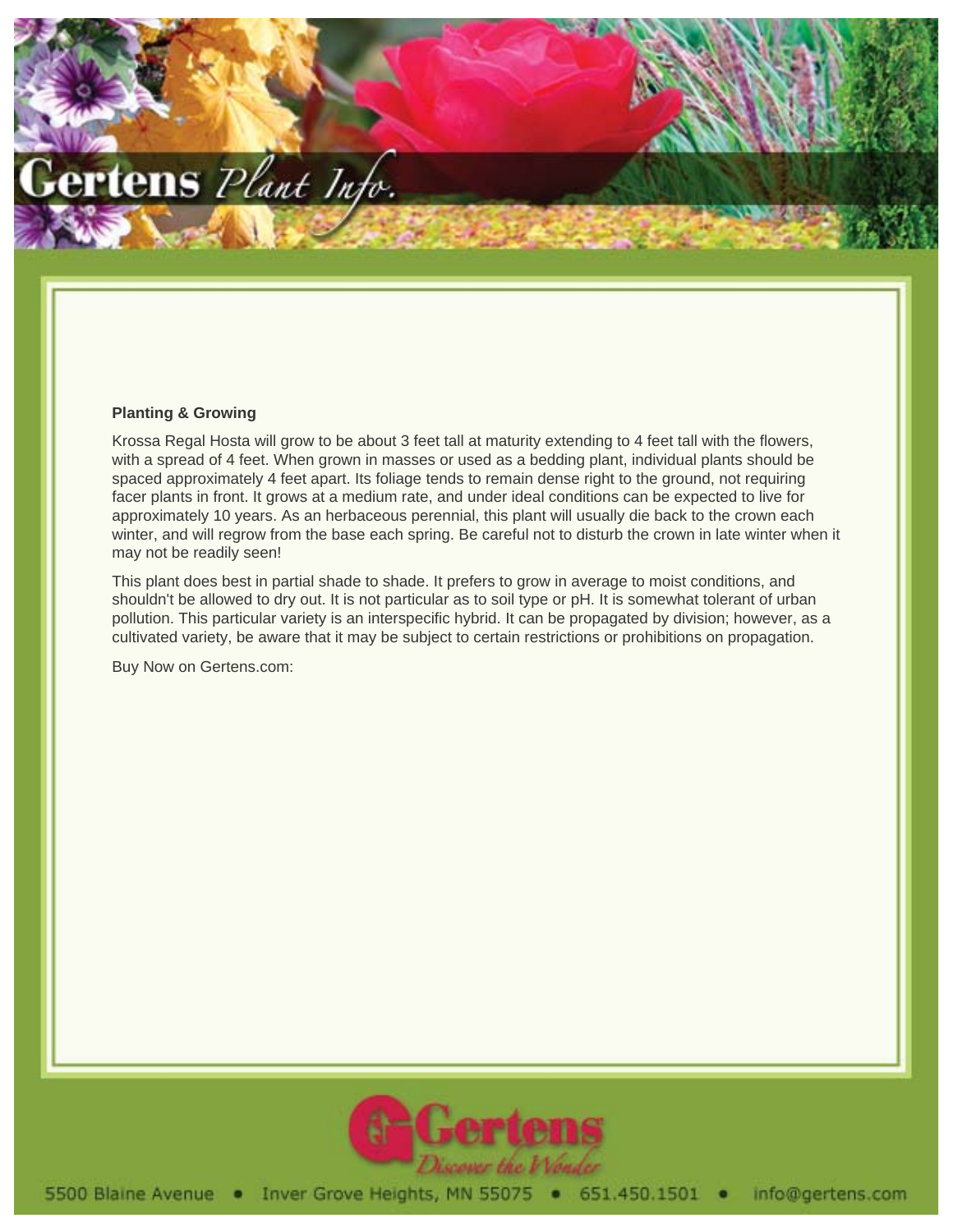### Planting & Growing

Krossa Regal Hosta will grow to be about 3 feet tall at maturity extending to 4 feet tall with the flowers, with a spread of 4 feet. When grown in masses or used as a bedding plant, individual plants should be spaced approximately 4 feet apart. Its foliage tends to remain dense right to the ground, not requiring facer plants in front. It grows at a medium rate, and under ideal conditions can be expected to live for approximately 10 years. As an herbaceous perennial, this plant will usually die back to the crown each winter, and will regrow from the base each spring. Be careful not to disturb the crown in late winter when it may not be readily seen!

This plant does best in partial shade to shade. It prefers to grow in average to moist conditions, and shouldn't be allowed to dry out. It is not particular as to soil type or pH. It is somewhat tolerant of urban pollution. This particular variety is an interspecific hybrid. It can be propagated by division; however, as a cultivated variety, be aware that it may be subject to certain restrictions or prohibitions on propagation.

Buy Now on Gertens.com: